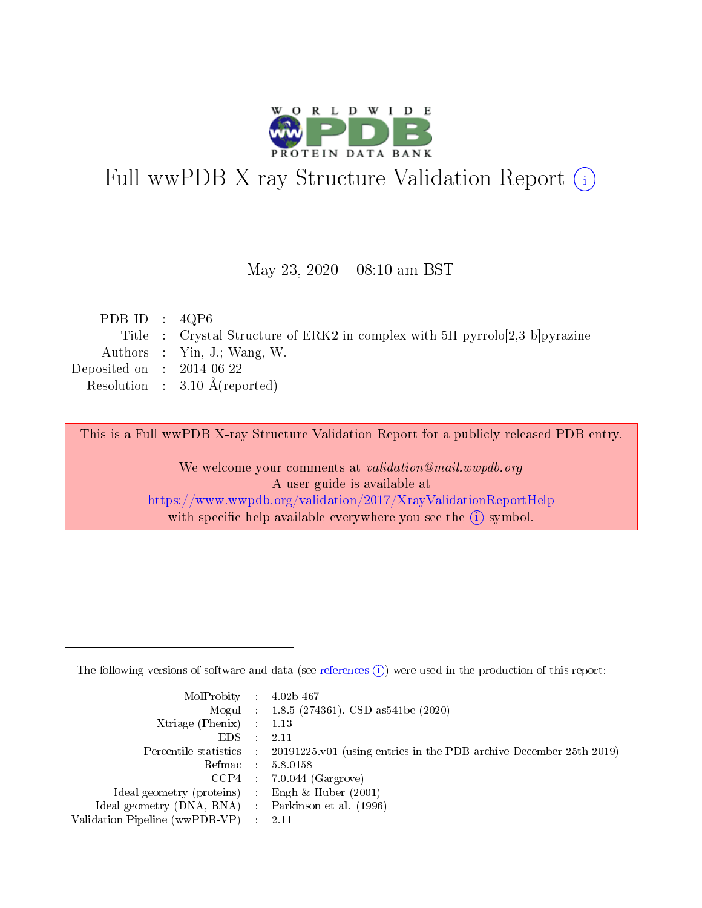# Full wwPDB X-ray Structure Validation Report (i)

May 23, 2020 – 08:10 am BST

| | | |
|---|---|---|
| PDB ID | : | 4QP6 |
| Title | : | Crystal Structure of ERK2 in complex with 5H-pyrrolo[2,3-b]pyrazine |
| Authors | : | Yin, J.; Wang, W. |
| Deposited on | : | 2014-06-22 |
| Resolution | : | 3.10 Å(reported) |

This is a Full wwPDB X-ray Structure Validation Report for a publicly released PDB entry.

We welcome your comments at *validation@mail.wwpdb.org*
A user guide is available at
https://www.wwpdb.org/validation/2017/XrayValidationReportHelp
with specific help available everywhere you see the (i) symbol.

---

The following versions of software and data (see references (i)) were used in the production of this report:

| | | |
|---|---|---|
| MolProbity | : | 4.02b-467 |
| Mogul | : | 1.8.5 (274361), CSD as541be (2020) |
| Xtriage (Phenix) | : | 1.13 |
| EDS | : | 2.11 |
| Percentile statistics | : | 20191225.v01 (using entries in the PDB archive December 25th 2019) |
| Refmac | : | 5.8.0158 |
| CCP4 | : | 7.0.044 (Gargrove) |
| Ideal geometry (proteins) | : | Engh & Huber (2001) |
| Ideal geometry (DNA, RNA) | : | Parkinson et al. (1996) |
| Validation Pipeline (wwPDB-VP) | : | 2.11 |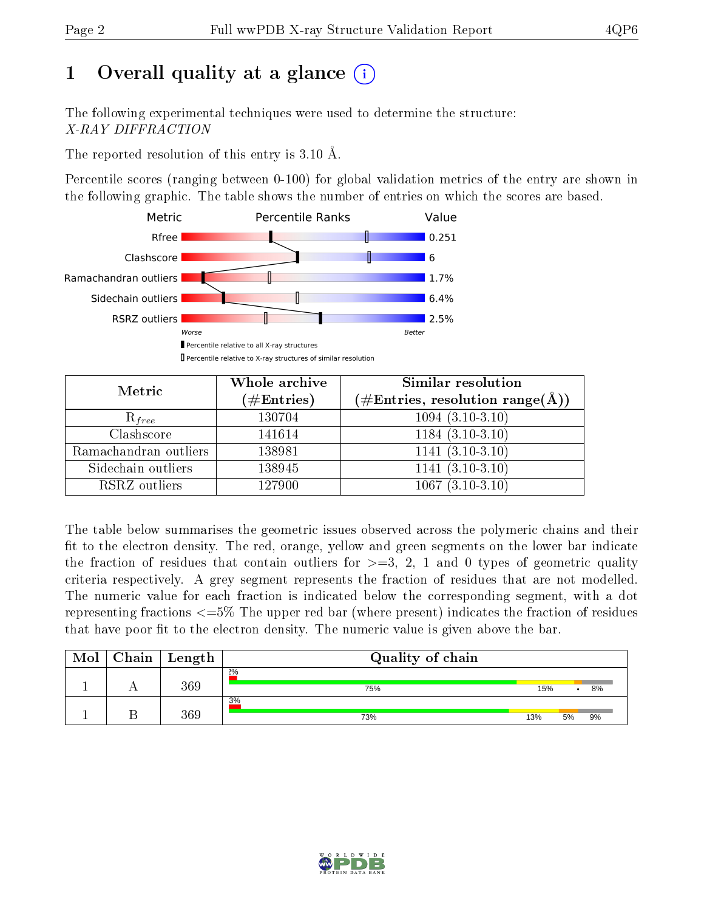# 1 Overall quality at a glance (i)

The following experimental techniques were used to determine the structure:
*X-RAY DIFFRACTION*

The reported resolution of this entry is 3.10 Å.

Percentile scores (ranging between 0-100) for global validation metrics of the entry are shown in the following graphic. The table shows the number of entries on which the scores are based.

| Metric | Value |
|---|---|
| Rfree | 0.251 |
| Clashscore | 6 |
| Ramachandran outliers | 1.7% |
| Sidechain outliers | 6.4% |
| RSRZ outliers | 2.5% |

Worse — Better

▮ Percentile relative to all X-ray structures
▯ Percentile relative to X-ray structures of similar resolution

| Metric | Whole archive (#Entries) | Similar resolution (#Entries, resolution range(Å)) |
|---|---|---|
| $R_{free}$ | 130704 | 1094 (3.10-3.10) |
| Clashscore | 141614 | 1184 (3.10-3.10) |
| Ramachandran outliers | 138981 | 1141 (3.10-3.10) |
| Sidechain outliers | 138945 | 1141 (3.10-3.10) |
| RSRZ outliers | 127900 | 1067 (3.10-3.10) |

The table below summarises the geometric issues observed across the polymeric chains and their fit to the electron density. The red, orange, yellow and green segments on the lower bar indicate the fraction of residues that contain outliers for >=3, 2, 1 and 0 types of geometric quality criteria respectively. A grey segment represents the fraction of residues that are not modelled. The numeric value for each fraction is indicated below the corresponding segment, with a dot representing fractions <=5% The upper red bar (where present) indicates the fraction of residues that have poor fit to the electron density. The numeric value is given above the bar.

| Mol | Chain | Length | Quality of chain |
|---|---|---|---|
| 1 | A | 369 | 2%; 75%, 15%, •, 8% |
| 1 | B | 369 | 3%; 73%, 13%, 5%, 9% |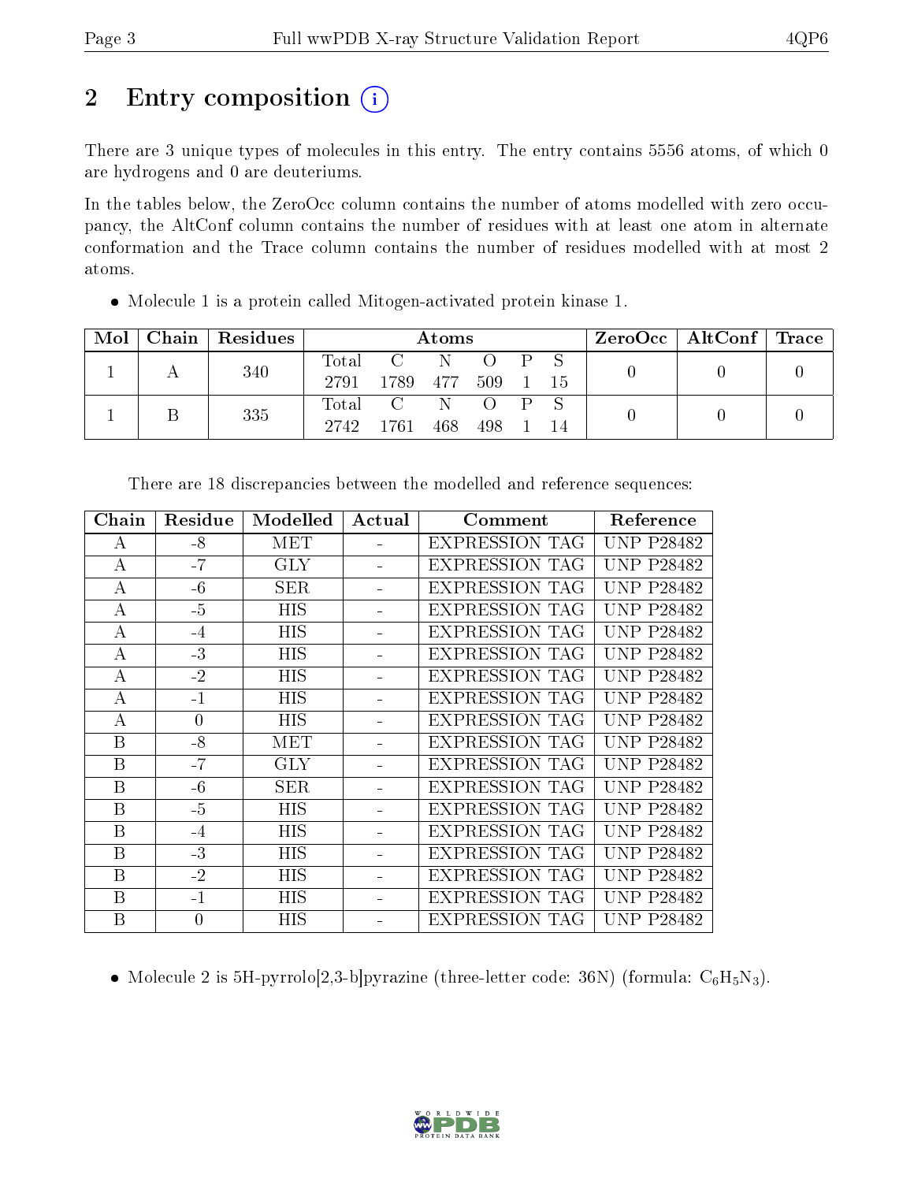# 2 Entry composition

There are 3 unique types of molecules in this entry. The entry contains 5556 atoms, of which 0 are hydrogens and 0 are deuteriums.

In the tables below, the ZeroOcc column contains the number of atoms modelled with zero occupancy, the AltConf column contains the number of residues with at least one atom in alternate conformation and the Trace column contains the number of residues modelled with at most 2 atoms.

- Molecule 1 is a protein called Mitogen-activated protein kinase 1.

| Mol | Chain | Residues | Atoms | | | | | | ZeroOcc | AltConf | Trace |
|---|---|---|---|---|---|---|---|---|---|---|---|
| 1 | A | 340 | Total | C | N | O | P | S | 0 | 0 | 0 |
| | | | 2791 | 1789 | 477 | 509 | 1 | 15 | | | |
| 1 | B | 335 | Total | C | N | O | P | S | 0 | 0 | 0 |
| | | | 2742 | 1761 | 468 | 498 | 1 | 14 | | | |

There are 18 discrepancies between the modelled and reference sequences:

| Chain | Residue | Modelled | Actual | Comment | Reference |
|---|---|---|---|---|---|
| A | -8 | MET | - | EXPRESSION TAG | UNP P28482 |
| A | -7 | GLY | - | EXPRESSION TAG | UNP P28482 |
| A | -6 | SER | - | EXPRESSION TAG | UNP P28482 |
| A | -5 | HIS | - | EXPRESSION TAG | UNP P28482 |
| A | -4 | HIS | - | EXPRESSION TAG | UNP P28482 |
| A | -3 | HIS | - | EXPRESSION TAG | UNP P28482 |
| A | -2 | HIS | - | EXPRESSION TAG | UNP P28482 |
| A | -1 | HIS | - | EXPRESSION TAG | UNP P28482 |
| A | 0 | HIS | - | EXPRESSION TAG | UNP P28482 |
| B | -8 | MET | - | EXPRESSION TAG | UNP P28482 |
| B | -7 | GLY | - | EXPRESSION TAG | UNP P28482 |
| B | -6 | SER | - | EXPRESSION TAG | UNP P28482 |
| B | -5 | HIS | - | EXPRESSION TAG | UNP P28482 |
| B | -4 | HIS | - | EXPRESSION TAG | UNP P28482 |
| B | -3 | HIS | - | EXPRESSION TAG | UNP P28482 |
| B | -2 | HIS | - | EXPRESSION TAG | UNP P28482 |
| B | -1 | HIS | - | EXPRESSION TAG | UNP P28482 |
| B | 0 | HIS | - | EXPRESSION TAG | UNP P28482 |

- Molecule 2 is 5H-pyrrolo[2,3-b]pyrazine (three-letter code: 36N) (formula: $C_6H_5N_3$).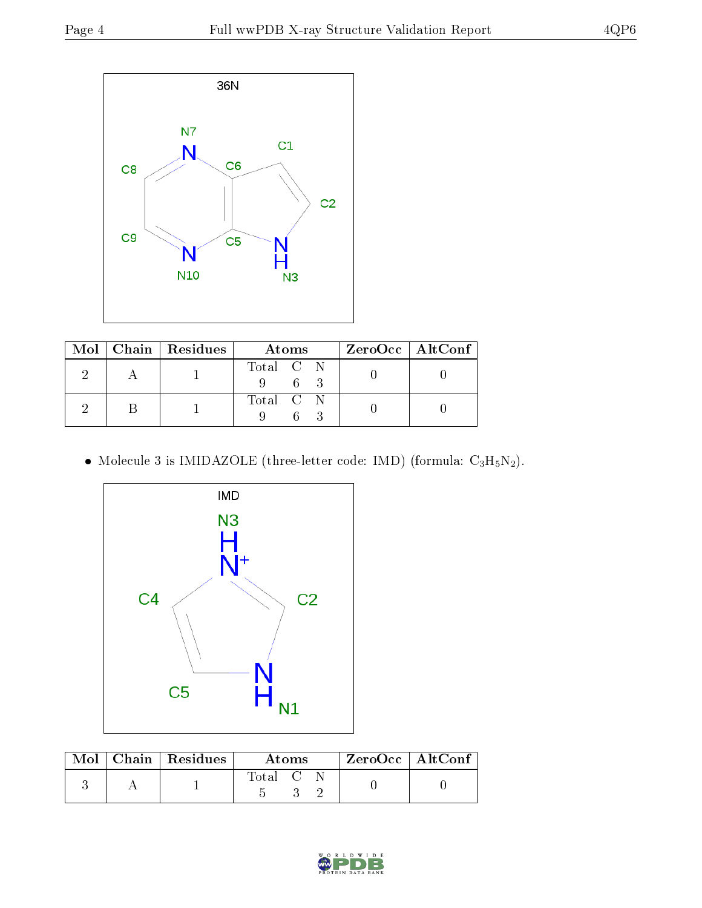36N

| Mol | Chain | Residues | Atoms | | | ZeroOcc | AltConf |
|---|---|---|---|---|---|---|---|
| | | | Total | C | N | | |
| 2 | A | 1 | 9 | 6 | 3 | 0 | 0 |
| 2 | B | 1 | 9 | 6 | 3 | 0 | 0 |

- Molecule 3 is IMIDAZOLE (three-letter code: IMD) (formula: $C_3H_5N_2$).

IMD

| Mol | Chain | Residues | Atoms | | | ZeroOcc | AltConf |
|---|---|---|---|---|---|---|---|
| | | | Total | C | N | | |
| 3 | A | 1 | 5 | 3 | 2 | 0 | 0 |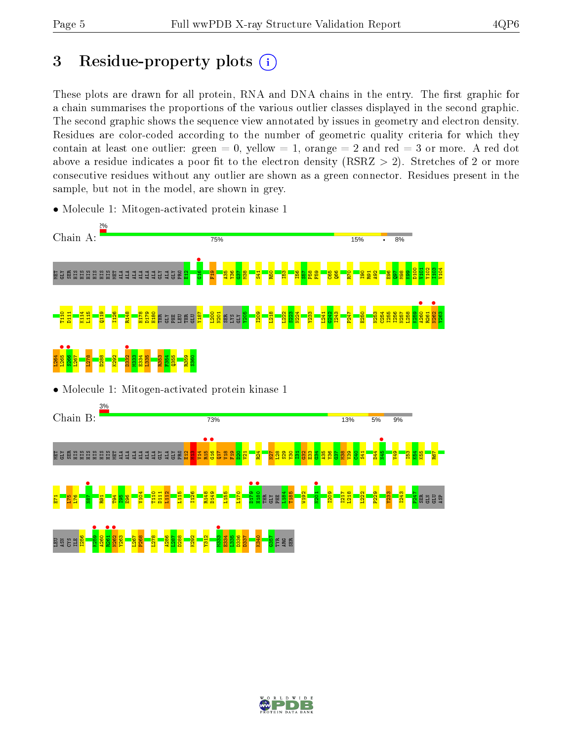# 3 Residue-property plots

These plots are drawn for all protein, RNA and DNA chains in the entry. The first graphic for a chain summarises the proportions of the various outlier classes displayed in the second graphic. The second graphic shows the sequence view annotated by issues in geometry and electron density. Residues are color-coded according to the number of geometric quality criteria for which they contain at least one outlier: green = 0, yellow = 1, orange = 2 and red = 3 or more. A red dot above a residue indicates a poor fit to the electron density (RSRZ > 2). Stretches of 2 or more consecutive residues without any outlier are shown as a green connector. Residues present in the sample, but not in the model, are shown in grey.

- Molecule 1: Mitogen-activated protein kinase 1

Chain A: 2% | 75% | 15% | • | 8%

MET GLY SER HIS HIS HIS HIS HIS HIS MET ALA ALA ALA ALA ALA ALA GLY ALA GLY PRO E12 G16 F19 A35 Y36 G37 M38 S41 R50 I53 I56 S57 P58 F59 C65 Q66 R70 I90 R91 A92 E96 Q97 M98 K99 D100 V101 Y102 I103 V104 T110 D111 K114 L115 Q119 I126 R148 H178 D179 H180 THR GLY PHE LEU THR GLU Y187 L200 N201 SER LYS GLY Y205 I209 L218 L222 S223 M224 Y233 L241 G242 I243 P247 E250 N253 C254 I256 N257 L258 K259 A260 R261 N262 Y263 L264 L265 S266 L267 L278 D288 K292 D332 M333 E334 L335 R353 F354 Q355 R359 S360

- Molecule 1: Mitogen-activated protein kinase 1

Chain B: 3% | 73% | 13% | 5% | 9%

MET GLY SER HIS HIS HIS HIS HIS HIS MET ALA ALA ALA ALA ALA ALA GLY ALA GLY PRO E12 M13 V14 R15 G16 Q17 V18 F19 D20 V21 R24 N27 L28 S29 Y30 I31 G32 E33 G34 A35 Y36 G37 M38 V39 C40 S41 D44 N45 V49 I53 K54 K55 R67 E71 L75 L76 N87 R91 T94 I95 E96 V104 T110 D111 L112 L115 I126 R148 D149 L155 L170 D179 H180 THR GLY PHE L184 T185 W192 N201 I209 I217 L218 L222 P229 Y233 I243 P247 SER GLN GLU ASP LEU ASN CYS ILE I256 K259 A260 R261 N262 Y263 L267 P268 L278 A286 L287 D288 K292 Y312 M333 E334 L335 D336 D337 K340 G357 TYR ARG SER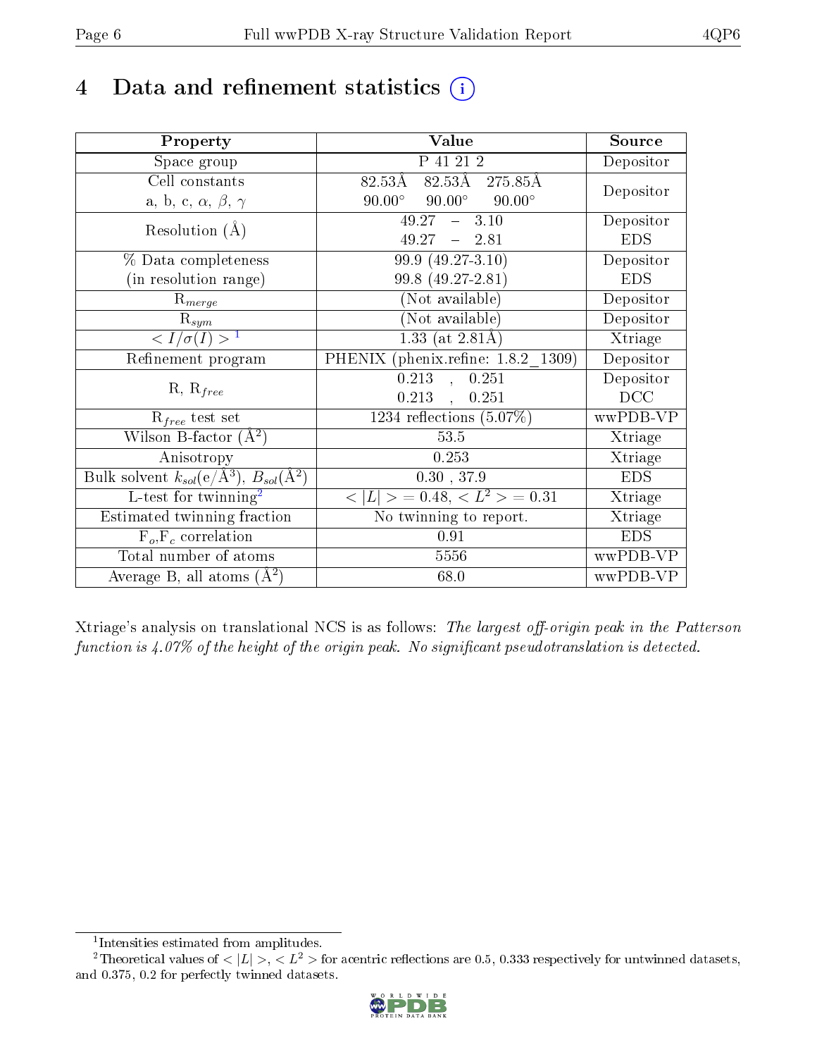# 4 Data and refinement statistics (i)

| Property | Value | Source |
|---|---|---|
| Space group | P 41 21 2 | Depositor |
| Cell constants<br>a, b, c, $\alpha$, $\beta$, $\gamma$ | 82.53Å 82.53Å 275.85Å<br>90.00° 90.00° 90.00° | Depositor |
| Resolution (Å) | 49.27 – 3.10<br>49.27 – 2.81 | Depositor<br>EDS |
| % Data completeness<br>(in resolution range) | 99.9 (49.27-3.10)<br>99.8 (49.27-2.81) | Depositor<br>EDS |
| $R_{merge}$ | (Not available) | Depositor |
| $R_{sym}$ | (Not available) | Depositor |
| $< I/\sigma(I) >$ [1] | 1.33 (at 2.81Å) | Xtriage |
| Refinement program | PHENIX (phenix.refine: 1.8.2_1309) | Depositor |
| R, $R_{free}$ | 0.213 , 0.251<br>0.213 , 0.251 | Depositor<br>DCC |
| $R_{free}$ test set | 1234 reflections (5.07%) | wwPDB-VP |
| Wilson B-factor (Å$^2$) | 53.5 | Xtriage |
| Anisotropy | 0.253 | Xtriage |
| Bulk solvent $k_{sol}$(e/Å$^3$), $B_{sol}$(Å$^2$) | 0.30 , 37.9 | EDS |
| L-test for twinning[2] | $< \|L\| >$ = 0.48, $< L^2 >$ = 0.31 | Xtriage |
| Estimated twinning fraction | No twinning to report. | Xtriage |
| $F_o$,$F_c$ correlation | 0.91 | EDS |
| Total number of atoms | 5556 | wwPDB-VP |
| Average B, all atoms (Å$^2$) | 68.0 | wwPDB-VP |

Xtriage's analysis on translational NCS is as follows: *The largest off-origin peak in the Patterson function is 4.07% of the height of the origin peak. No significant pseudotranslation is detected.*

[1] Intensities estimated from amplitudes.

[2] Theoretical values of $< |L| >$, $< L^2 >$ for acentric reflections are 0.5, 0.333 respectively for untwinned datasets, and 0.375, 0.2 for perfectly twinned datasets.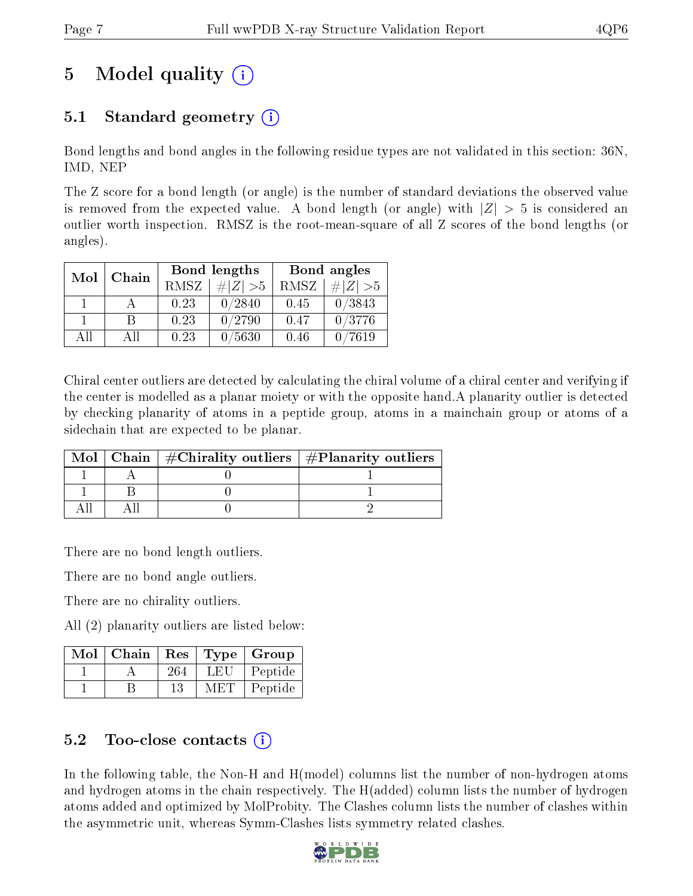# 5 Model quality

## 5.1 Standard geometry

Bond lengths and bond angles in the following residue types are not validated in this section: 36N, IMD, NEP

The Z score for a bond length (or angle) is the number of standard deviations the observed value is removed from the expected value. A bond length (or angle) with $|Z| > 5$ is considered an outlier worth inspection. RMSZ is the root-mean-square of all Z scores of the bond lengths (or angles).

| Mol | Chain | Bond lengths | | Bond angles | |
|---|---|---|---|---|---|
| | | RMSZ | $\#\|Z\| > 5$ | RMSZ | $\#\|Z\| > 5$ |
| 1 | A | 0.23 | 0/2840 | 0.45 | 0/3843 |
| 1 | B | 0.23 | 0/2790 | 0.47 | 0/3776 |
| All | All | 0.23 | 0/5630 | 0.46 | 0/7619 |

Chiral center outliers are detected by calculating the chiral volume of a chiral center and verifying if the center is modelled as a planar moiety or with the opposite hand.A planarity outlier is detected by checking planarity of atoms in a peptide group, atoms in a mainchain group or atoms of a sidechain that are expected to be planar.

| Mol | Chain | #Chirality outliers | #Planarity outliers |
|---|---|---|---|
| 1 | A | 0 | 1 |
| 1 | B | 0 | 1 |
| All | All | 0 | 2 |

There are no bond length outliers.

There are no bond angle outliers.

There are no chirality outliers.

All (2) planarity outliers are listed below:

| Mol | Chain | Res | Type | Group |
|---|---|---|---|---|
| 1 | A | 264 | LEU | Peptide |
| 1 | B | 13 | MET | Peptide |

## 5.2 Too-close contacts

In the following table, the Non-H and H(model) columns list the number of non-hydrogen atoms and hydrogen atoms in the chain respectively. The H(added) column lists the number of hydrogen atoms added and optimized by MolProbity. The Clashes column lists the number of clashes within the asymmetric unit, whereas Symm-Clashes lists symmetry related clashes.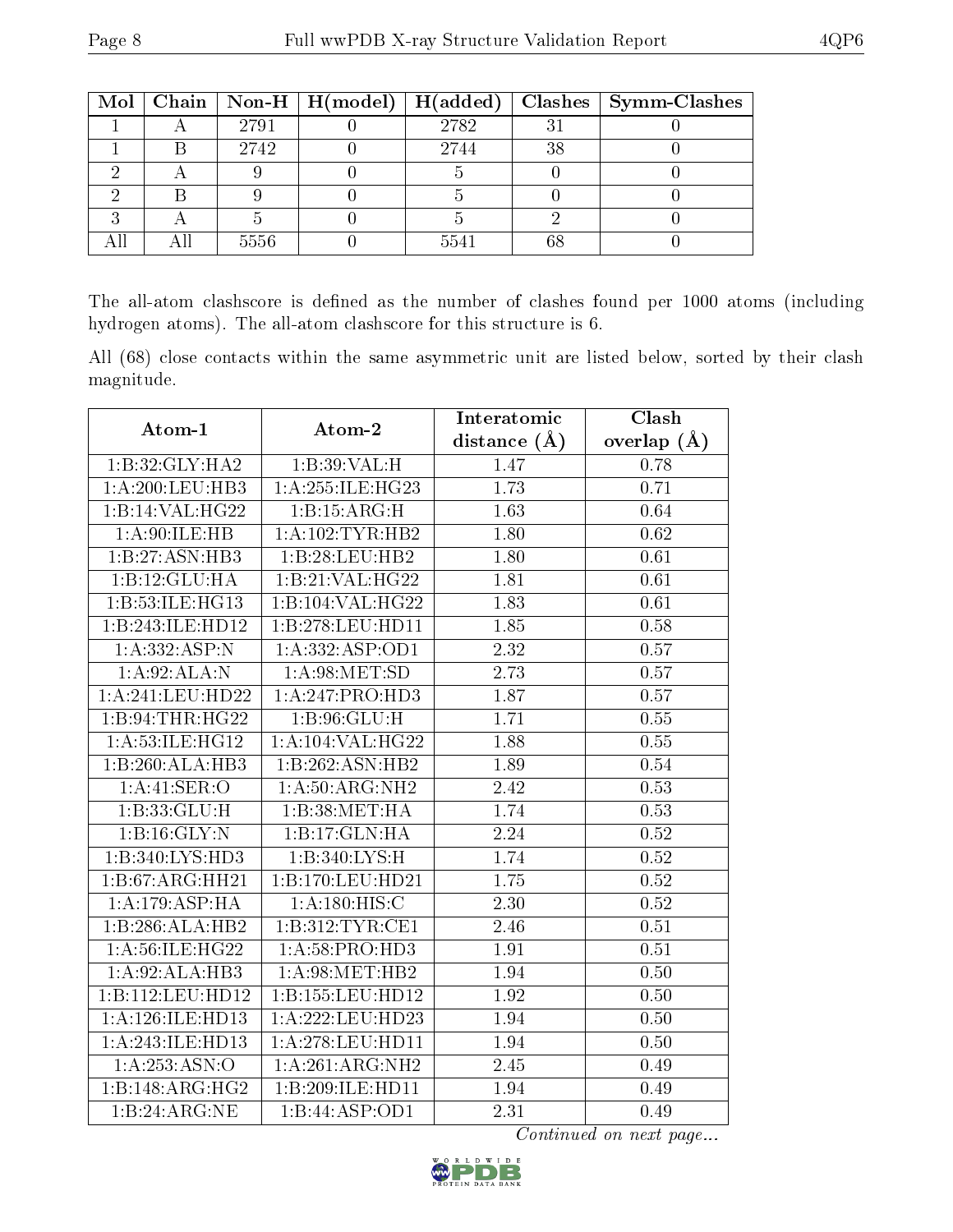| Mol | Chain | Non-H | H(model) | H(added) | Clashes | Symm-Clashes |
|---|---|---|---|---|---|---|
| 1 | A | 2791 | 0 | 2782 | 31 | 0 |
| 1 | B | 2742 | 0 | 2744 | 38 | 0 |
| 2 | A | 9 | 0 | 5 | 0 | 0 |
| 2 | B | 9 | 0 | 5 | 0 | 0 |
| 3 | A | 5 | 0 | 5 | 2 | 0 |
| All | All | 5556 | 0 | 5541 | 68 | 0 |

The all-atom clashscore is defined as the number of clashes found per 1000 atoms (including hydrogen atoms). The all-atom clashscore for this structure is 6.

All (68) close contacts within the same asymmetric unit are listed below, sorted by their clash magnitude.

| Atom-1 | Atom-2 | Interatomic distance (Å) | Clash overlap (Å) |
|---|---|---|---|
| 1:B:32:GLY:HA2 | 1:B:39:VAL:H | 1.47 | 0.78 |
| 1:A:200:LEU:HB3 | 1:A:255:ILE:HG23 | 1.73 | 0.71 |
| 1:B:14:VAL:HG22 | 1:B:15:ARG:H | 1.63 | 0.64 |
| 1:A:90:ILE:HB | 1:A:102:TYR:HB2 | 1.80 | 0.62 |
| 1:B:27:ASN:HB3 | 1:B:28:LEU:HB2 | 1.80 | 0.61 |
| 1:B:12:GLU:HA | 1:B:21:VAL:HG22 | 1.81 | 0.61 |
| 1:B:53:ILE:HG13 | 1:B:104:VAL:HG22 | 1.83 | 0.61 |
| 1:B:243:ILE:HD12 | 1:B:278:LEU:HD11 | 1.85 | 0.58 |
| 1:A:332:ASP:N | 1:A:332:ASP:OD1 | 2.32 | 0.57 |
| 1:A:92:ALA:N | 1:A:98:MET:SD | 2.73 | 0.57 |
| 1:A:241:LEU:HD22 | 1:A:247:PRO:HD3 | 1.87 | 0.57 |
| 1:B:94:THR:HG22 | 1:B:96:GLU:H | 1.71 | 0.55 |
| 1:A:53:ILE:HG12 | 1:A:104:VAL:HG22 | 1.88 | 0.55 |
| 1:B:260:ALA:HB3 | 1:B:262:ASN:HB2 | 1.89 | 0.54 |
| 1:A:41:SER:O | 1:A:50:ARG:NH2 | 2.42 | 0.53 |
| 1:B:33:GLU:H | 1:B:38:MET:HA | 1.74 | 0.53 |
| 1:B:16:GLY:N | 1:B:17:GLN:HA | 2.24 | 0.52 |
| 1:B:340:LYS:HD3 | 1:B:340:LYS:H | 1.74 | 0.52 |
| 1:B:67:ARG:HH21 | 1:B:170:LEU:HD21 | 1.75 | 0.52 |
| 1:A:179:ASP:HA | 1:A:180:HIS:C | 2.30 | 0.52 |
| 1:B:286:ALA:HB2 | 1:B:312:TYR:CE1 | 2.46 | 0.51 |
| 1:A:56:ILE:HG22 | 1:A:58:PRO:HD3 | 1.91 | 0.51 |
| 1:A:92:ALA:HB3 | 1:A:98:MET:HB2 | 1.94 | 0.50 |
| 1:B:112:LEU:HD12 | 1:B:155:LEU:HD12 | 1.92 | 0.50 |
| 1:A:126:ILE:HD13 | 1:A:222:LEU:HD23 | 1.94 | 0.50 |
| 1:A:243:ILE:HD13 | 1:A:278:LEU:HD11 | 1.94 | 0.50 |
| 1:A:253:ASN:O | 1:A:261:ARG:NH2 | 2.45 | 0.49 |
| 1:B:148:ARG:HG2 | 1:B:209:ILE:HD11 | 1.94 | 0.49 |
| 1:B:24:ARG:NE | 1:B:44:ASP:OD1 | 2.31 | 0.49 |

*Continued on next page...*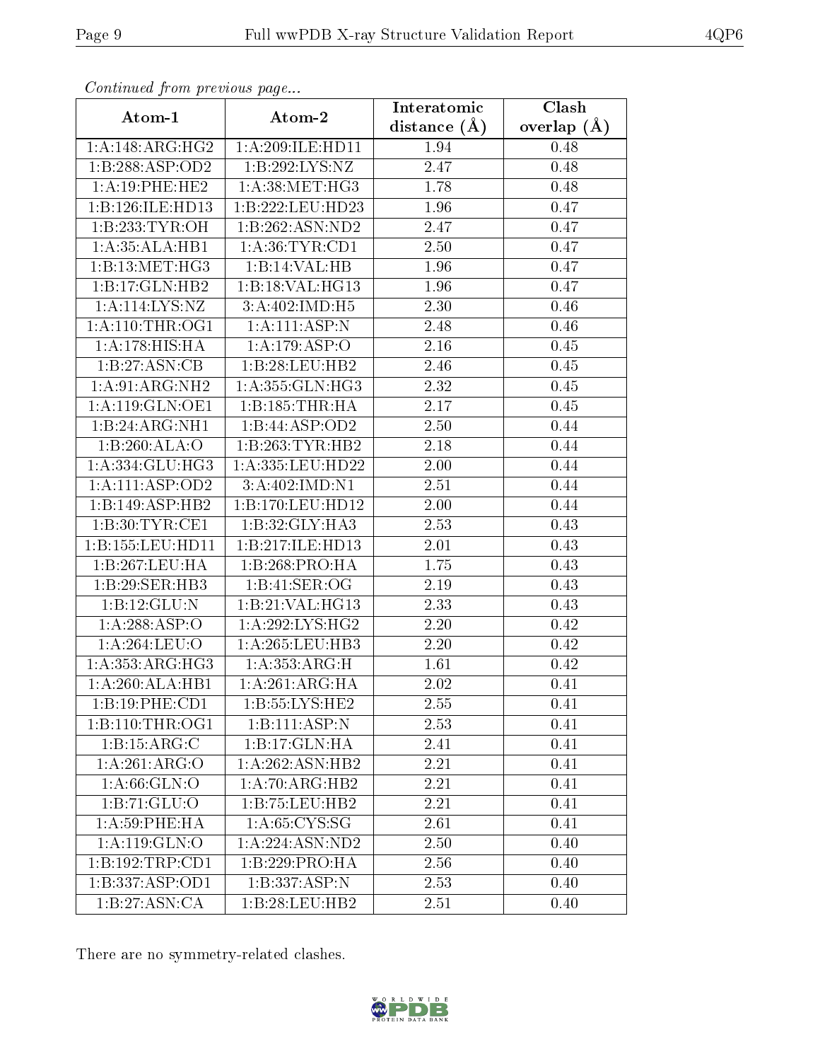*Continued from previous page...*

| Atom-1 | Atom-2 | Interatomic distance (Å) | Clash overlap (Å) |
|---|---|---|---|
| 1:A:148:ARG:HG2 | 1:A:209:ILE:HD11 | 1.94 | 0.48 |
| 1:B:288:ASP:OD2 | 1:B:292:LYS:NZ | 2.47 | 0.48 |
| 1:A:19:PHE:HE2 | 1:A:38:MET:HG3 | 1.78 | 0.48 |
| 1:B:126:ILE:HD13 | 1:B:222:LEU:HD23 | 1.96 | 0.47 |
| 1:B:233:TYR:OH | 1:B:262:ASN:ND2 | 2.47 | 0.47 |
| 1:A:35:ALA:HB1 | 1:A:36:TYR:CD1 | 2.50 | 0.47 |
| 1:B:13:MET:HG3 | 1:B:14:VAL:HB | 1.96 | 0.47 |
| 1:B:17:GLN:HB2 | 1:B:18:VAL:HG13 | 1.96 | 0.47 |
| 1:A:114:LYS:NZ | 3:A:402:IMD:H5 | 2.30 | 0.46 |
| 1:A:110:THR:OG1 | 1:A:111:ASP:N | 2.48 | 0.46 |
| 1:A:178:HIS:HA | 1:A:179:ASP:O | 2.16 | 0.45 |
| 1:B:27:ASN:CB | 1:B:28:LEU:HB2 | 2.46 | 0.45 |
| 1:A:91:ARG:NH2 | 1:A:355:GLN:HG3 | 2.32 | 0.45 |
| 1:A:119:GLN:OE1 | 1:B:185:THR:HA | 2.17 | 0.45 |
| 1:B:24:ARG:NH1 | 1:B:44:ASP:OD2 | 2.50 | 0.44 |
| 1:B:260:ALA:O | 1:B:263:TYR:HB2 | 2.18 | 0.44 |
| 1:A:334:GLU:HG3 | 1:A:335:LEU:HD22 | 2.00 | 0.44 |
| 1:A:111:ASP:OD2 | 3:A:402:IMD:N1 | 2.51 | 0.44 |
| 1:B:149:ASP:HB2 | 1:B:170:LEU:HD12 | 2.00 | 0.44 |
| 1:B:30:TYR:CE1 | 1:B:32:GLY:HA3 | 2.53 | 0.43 |
| 1:B:155:LEU:HD11 | 1:B:217:ILE:HD13 | 2.01 | 0.43 |
| 1:B:267:LEU:HA | 1:B:268:PRO:HA | 1.75 | 0.43 |
| 1:B:29:SER:HB3 | 1:B:41:SER:OG | 2.19 | 0.43 |
| 1:B:12:GLU:N | 1:B:21:VAL:HG13 | 2.33 | 0.43 |
| 1:A:288:ASP:O | 1:A:292:LYS:HG2 | 2.20 | 0.42 |
| 1:A:264:LEU:O | 1:A:265:LEU:HB3 | 2.20 | 0.42 |
| 1:A:353:ARG:HG3 | 1:A:353:ARG:H | 1.61 | 0.42 |
| 1:A:260:ALA:HB1 | 1:A:261:ARG:HA | 2.02 | 0.41 |
| 1:B:19:PHE:CD1 | 1:B:55:LYS:HE2 | 2.55 | 0.41 |
| 1:B:110:THR:OG1 | 1:B:111:ASP:N | 2.53 | 0.41 |
| 1:B:15:ARG:C | 1:B:17:GLN:HA | 2.41 | 0.41 |
| 1:A:261:ARG:O | 1:A:262:ASN:HB2 | 2.21 | 0.41 |
| 1:A:66:GLN:O | 1:A:70:ARG:HB2 | 2.21 | 0.41 |
| 1:B:71:GLU:O | 1:B:75:LEU:HB2 | 2.21 | 0.41 |
| 1:A:59:PHE:HA | 1:A:65:CYS:SG | 2.61 | 0.41 |
| 1:A:119:GLN:O | 1:A:224:ASN:ND2 | 2.50 | 0.40 |
| 1:B:192:TRP:CD1 | 1:B:229:PRO:HA | 2.56 | 0.40 |
| 1:B:337:ASP:OD1 | 1:B:337:ASP:N | 2.53 | 0.40 |
| 1:B:27:ASN:CA | 1:B:28:LEU:HB2 | 2.51 | 0.40 |

There are no symmetry-related clashes.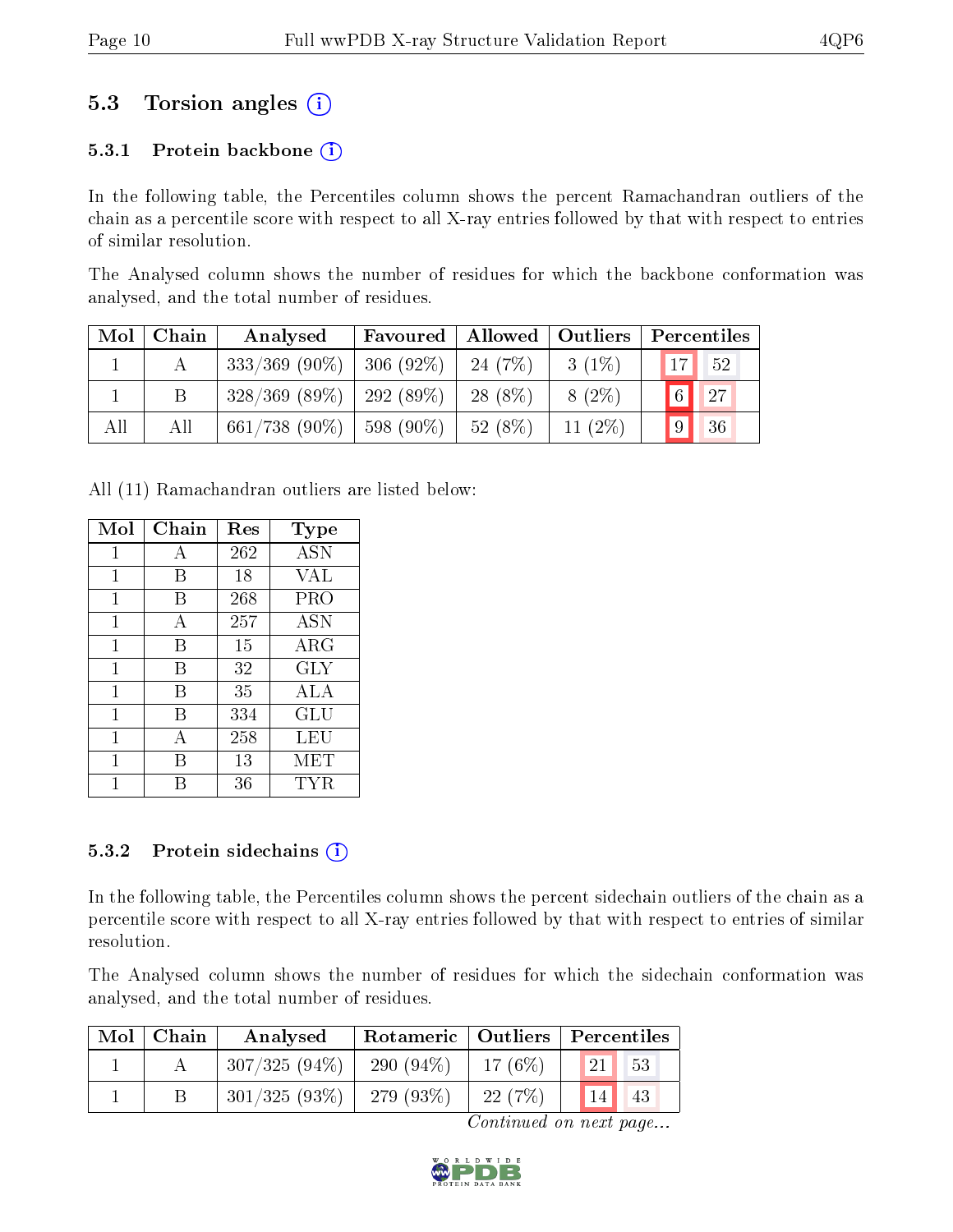## 5.3 Torsion angles (i)

### 5.3.1 Protein backbone (i)

In the following table, the Percentiles column shows the percent Ramachandran outliers of the chain as a percentile score with respect to all X-ray entries followed by that with respect to entries of similar resolution.

The Analysed column shows the number of residues for which the backbone conformation was analysed, and the total number of residues.

| Mol | Chain | Analysed | Favoured | Allowed | Outliers | Percentiles | |
|---|---|---|---|---|---|---|---|
| 1 | A | 333/369 (90%) | 306 (92%) | 24 (7%) | 3 (1%) | 17 | 52 |
| 1 | B | 328/369 (89%) | 292 (89%) | 28 (8%) | 8 (2%) | 6 | 27 |
| All | All | 661/738 (90%) | 598 (90%) | 52 (8%) | 11 (2%) | 9 | 36 |

All (11) Ramachandran outliers are listed below:

| Mol | Chain | Res | Type |
|---|---|---|---|
| 1 | A | 262 | ASN |
| 1 | B | 18 | VAL |
| 1 | B | 268 | PRO |
| 1 | A | 257 | ASN |
| 1 | B | 15 | ARG |
| 1 | B | 32 | GLY |
| 1 | B | 35 | ALA |
| 1 | B | 334 | GLU |
| 1 | A | 258 | LEU |
| 1 | B | 13 | MET |
| 1 | B | 36 | TYR |

### 5.3.2 Protein sidechains (i)

In the following table, the Percentiles column shows the percent sidechain outliers of the chain as a percentile score with respect to all X-ray entries followed by that with respect to entries of similar resolution.

The Analysed column shows the number of residues for which the sidechain conformation was analysed, and the total number of residues.

| Mol | Chain | Analysed | Rotameric | Outliers | Percentiles | |
|---|---|---|---|---|---|---|
| 1 | A | 307/325 (94%) | 290 (94%) | 17 (6%) | 21 | 53 |
| 1 | B | 301/325 (93%) | 279 (93%) | 22 (7%) | 14 | 43 |

*Continued on next page...*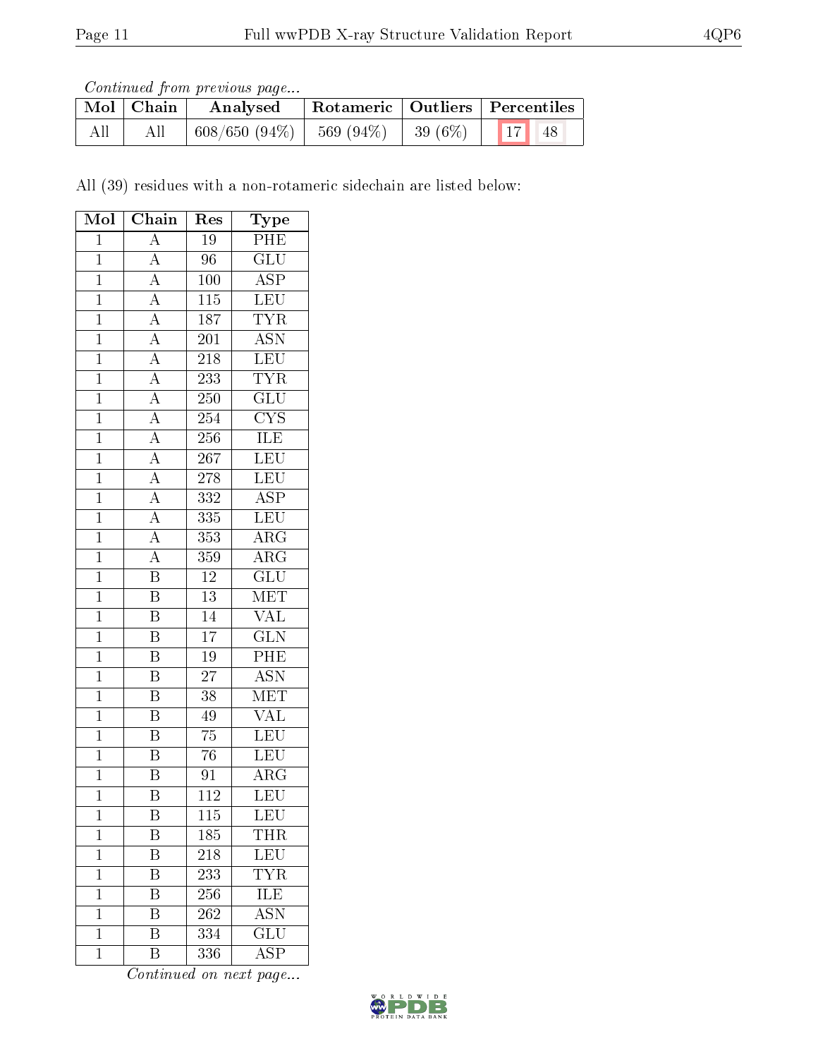*Continued from previous page...*

| Mol | Chain | Analysed | Rotameric | Outliers | Percentiles | |
|---|---|---|---|---|---|---|
| All | All | 608/650 (94%) | 569 (94%) | 39 (6%) | 17 | 48 |

All (39) residues with a non-rotameric sidechain are listed below:

| Mol | Chain | Res | Type |
|---|---|---|---|
| 1 | A | 19 | PHE |
| 1 | A | 96 | GLU |
| 1 | A | 100 | ASP |
| 1 | A | 115 | LEU |
| 1 | A | 187 | TYR |
| 1 | A | 201 | ASN |
| 1 | A | 218 | LEU |
| 1 | A | 233 | TYR |
| 1 | A | 250 | GLU |
| 1 | A | 254 | CYS |
| 1 | A | 256 | ILE |
| 1 | A | 267 | LEU |
| 1 | A | 278 | LEU |
| 1 | A | 332 | ASP |
| 1 | A | 335 | LEU |
| 1 | A | 353 | ARG |
| 1 | A | 359 | ARG |
| 1 | B | 12 | GLU |
| 1 | B | 13 | MET |
| 1 | B | 14 | VAL |
| 1 | B | 17 | GLN |
| 1 | B | 19 | PHE |
| 1 | B | 27 | ASN |
| 1 | B | 38 | MET |
| 1 | B | 49 | VAL |
| 1 | B | 75 | LEU |
| 1 | B | 76 | LEU |
| 1 | B | 91 | ARG |
| 1 | B | 112 | LEU |
| 1 | B | 115 | LEU |
| 1 | B | 185 | THR |
| 1 | B | 218 | LEU |
| 1 | B | 233 | TYR |
| 1 | B | 256 | ILE |
| 1 | B | 262 | ASN |
| 1 | B | 334 | GLU |
| 1 | B | 336 | ASP |

*Continued on next page...*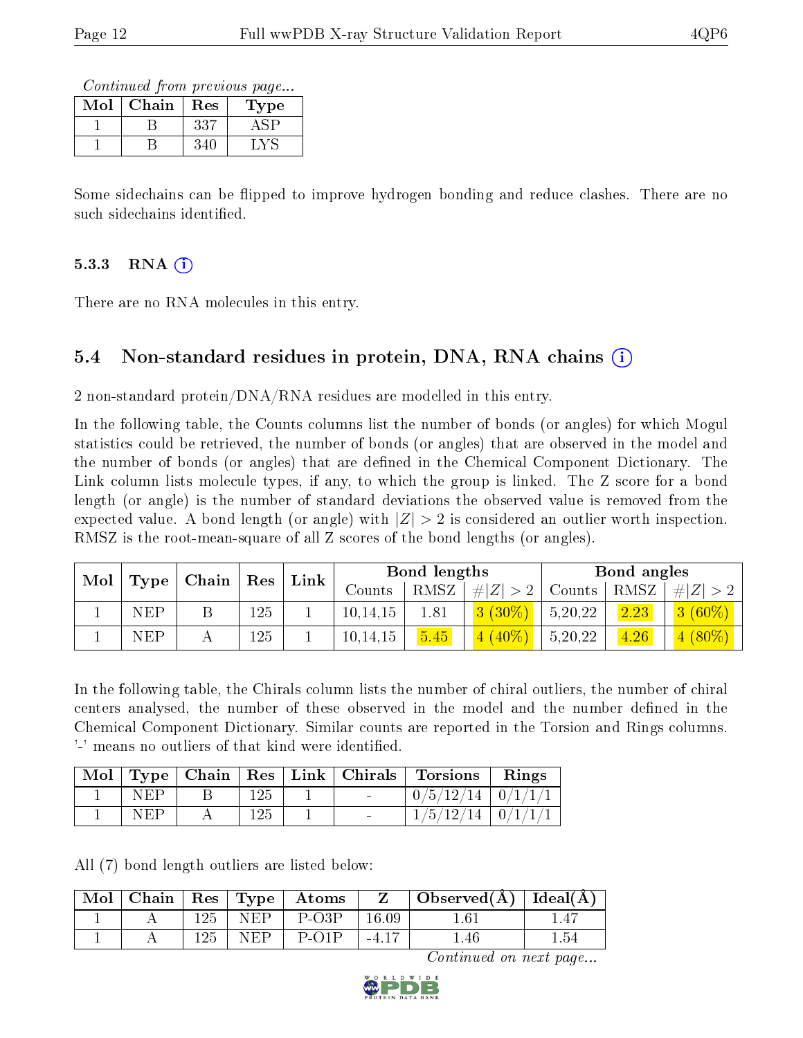*Continued from previous page...*

| Mol | Chain | Res | Type |
|---|---|---|---|
| 1 | B | 337 | ASP |
| 1 | B | 340 | LYS |

Some sidechains can be flipped to improve hydrogen bonding and reduce clashes. There are no such sidechains identified.

### 5.3.3 RNA

There are no RNA molecules in this entry.

## 5.4 Non-standard residues in protein, DNA, RNA chains

2 non-standard protein/DNA/RNA residues are modelled in this entry.

In the following table, the Counts columns list the number of bonds (or angles) for which Mogul statistics could be retrieved, the number of bonds (or angles) that are observed in the model and the number of bonds (or angles) that are defined in the Chemical Component Dictionary. The Link column lists molecule types, if any, to which the group is linked. The Z score for a bond length (or angle) is the number of standard deviations the observed value is removed from the expected value. A bond length (or angle) with $|Z| > 2$ is considered an outlier worth inspection. RMSZ is the root-mean-square of all Z scores of the bond lengths (or angles).

| Mol | Type | Chain | Res | Link | Bond lengths | | | Bond angles | | |
|---|---|---|---|---|---|---|---|---|---|---|
| | | | | | Counts | RMSZ | #$\|Z\| > 2$ | Counts | RMSZ | #$\|Z\| > 2$ |
| 1 | NEP | B | 125 | 1 | 10,14,15 | 1.81 | 3 (30%) | 5,20,22 | 2.23 | 3 (60%) |
| 1 | NEP | A | 125 | 1 | 10,14,15 | 5.45 | 4 (40%) | 5,20,22 | 4.26 | 4 (80%) |

In the following table, the Chirals column lists the number of chiral outliers, the number of chiral centers analysed, the number of these observed in the model and the number defined in the Chemical Component Dictionary. Similar counts are reported in the Torsion and Rings columns. '-' means no outliers of that kind were identified.

| Mol | Type | Chain | Res | Link | Chirals | Torsions | Rings |
|---|---|---|---|---|---|---|---|
| 1 | NEP | B | 125 | 1 | - | 0/5/12/14 | 0/1/1/1 |
| 1 | NEP | A | 125 | 1 | - | 1/5/12/14 | 0/1/1/1 |

All (7) bond length outliers are listed below:

| Mol | Chain | Res | Type | Atoms | Z | Observed(Å) | Ideal(Å) |
|---|---|---|---|---|---|---|---|
| 1 | A | 125 | NEP | P-O3P | 16.09 | 1.61 | 1.47 |
| 1 | A | 125 | NEP | P-O1P | -4.17 | 1.46 | 1.54 |

*Continued on next page...*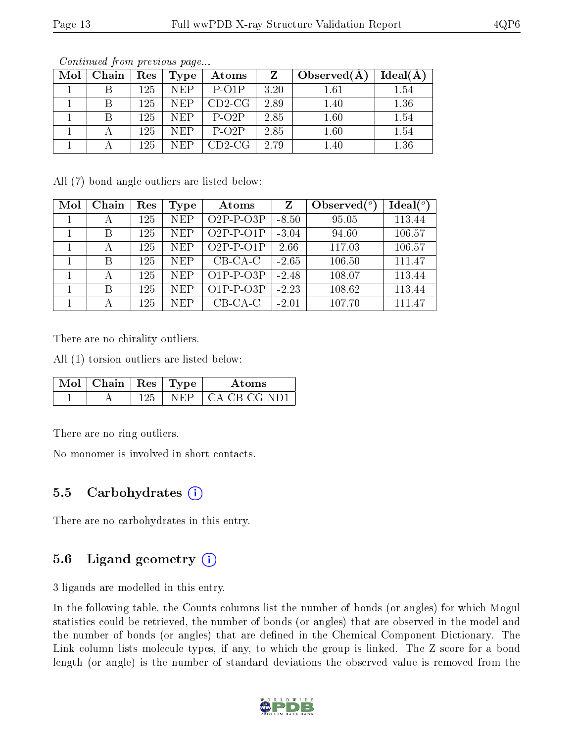*Continued from previous page...*

| Mol | Chain | Res | Type | Atoms | Z | Observed(Å) | Ideal(Å) |
|---|---|---|---|---|---|---|---|
| 1 | B | 125 | NEP | P-O1P | 3.20 | 1.61 | 1.54 |
| 1 | B | 125 | NEP | CD2-CG | 2.89 | 1.40 | 1.36 |
| 1 | B | 125 | NEP | P-O2P | 2.85 | 1.60 | 1.54 |
| 1 | A | 125 | NEP | P-O2P | 2.85 | 1.60 | 1.54 |
| 1 | A | 125 | NEP | CD2-CG | 2.79 | 1.40 | 1.36 |

All (7) bond angle outliers are listed below:

| Mol | Chain | Res | Type | Atoms | Z | Observed(°) | Ideal(°) |
|---|---|---|---|---|---|---|---|
| 1 | A | 125 | NEP | O2P-P-O3P | -8.50 | 95.05 | 113.44 |
| 1 | B | 125 | NEP | O2P-P-O1P | -3.04 | 94.60 | 106.57 |
| 1 | A | 125 | NEP | O2P-P-O1P | 2.66 | 117.03 | 106.57 |
| 1 | B | 125 | NEP | CB-CA-C | -2.65 | 106.50 | 111.47 |
| 1 | A | 125 | NEP | O1P-P-O3P | -2.48 | 108.07 | 113.44 |
| 1 | B | 125 | NEP | O1P-P-O3P | -2.23 | 108.62 | 113.44 |
| 1 | A | 125 | NEP | CB-CA-C | -2.01 | 107.70 | 111.47 |

There are no chirality outliers.

All (1) torsion outliers are listed below:

| Mol | Chain | Res | Type | Atoms |
|---|---|---|---|---|
| 1 | A | 125 | NEP | CA-CB-CG-ND1 |

There are no ring outliers.

No monomer is involved in short contacts.

## 5.5 Carbohydrates

There are no carbohydrates in this entry.

## 5.6 Ligand geometry

3 ligands are modelled in this entry.

In the following table, the Counts columns list the number of bonds (or angles) for which Mogul statistics could be retrieved, the number of bonds (or angles) that are observed in the model and the number of bonds (or angles) that are defined in the Chemical Component Dictionary. The Link column lists molecule types, if any, to which the group is linked. The Z score for a bond length (or angle) is the number of standard deviations the observed value is removed from the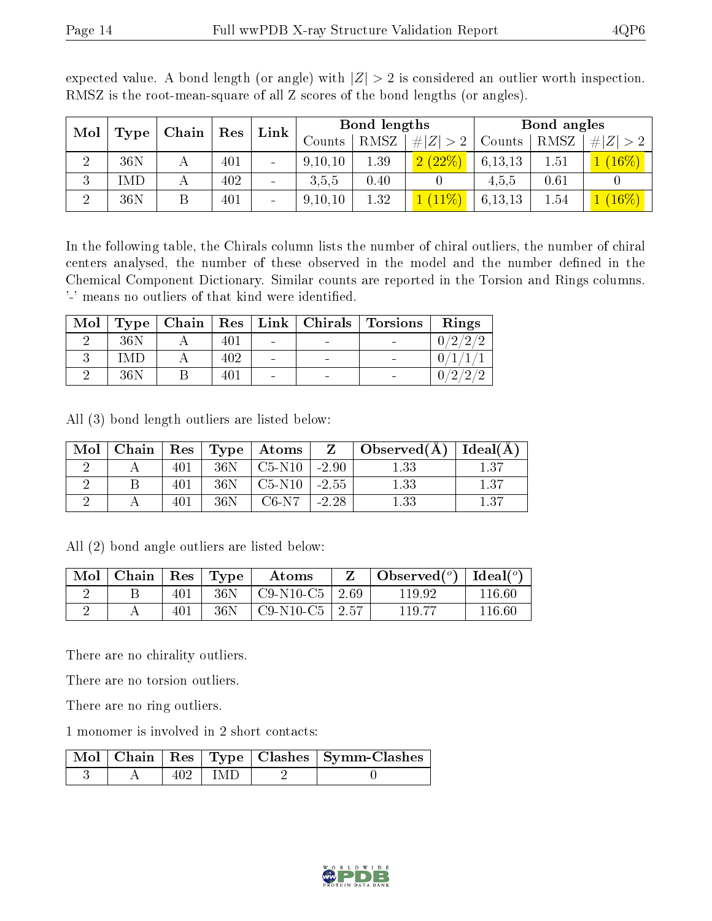expected value. A bond length (or angle) with $|Z| > 2$ is considered an outlier worth inspection. RMSZ is the root-mean-square of all Z scores of the bond lengths (or angles).

| Mol | Type | Chain | Res | Link | Bond lengths | | | Bond angles | | |
|---|---|---|---|---|---|---|---|---|---|---|
| | | | | | Counts | RMSZ | $\#\|Z\| > 2$ | Counts | RMSZ | $\#\|Z\| > 2$ |
| 2 | 36N | A | 401 | - | 9,10,10 | 1.39 | 2 (22%) | 6,13,13 | 1.51 | 1 (16%) |
| 3 | IMD | A | 402 | - | 3,5,5 | 0.40 | 0 | 4,5,5 | 0.61 | 0 |
| 2 | 36N | B | 401 | - | 9,10,10 | 1.32 | 1 (11%) | 6,13,13 | 1.54 | 1 (16%) |

In the following table, the Chirals column lists the number of chiral outliers, the number of chiral centers analysed, the number of these observed in the model and the number defined in the Chemical Component Dictionary. Similar counts are reported in the Torsion and Rings columns. '-' means no outliers of that kind were identified.

| Mol | Type | Chain | Res | Link | Chirals | Torsions | Rings |
|---|---|---|---|---|---|---|---|
| 2 | 36N | A | 401 | - | - | - | 0/2/2/2 |
| 3 | IMD | A | 402 | - | - | - | 0/1/1/1 |
| 2 | 36N | B | 401 | - | - | - | 0/2/2/2 |

All (3) bond length outliers are listed below:

| Mol | Chain | Res | Type | Atoms | Z | Observed(Å) | Ideal(Å) |
|---|---|---|---|---|---|---|---|
| 2 | A | 401 | 36N | C5-N10 | -2.90 | 1.33 | 1.37 |
| 2 | B | 401 | 36N | C5-N10 | -2.55 | 1.33 | 1.37 |
| 2 | A | 401 | 36N | C6-N7 | -2.28 | 1.33 | 1.37 |

All (2) bond angle outliers are listed below:

| Mol | Chain | Res | Type | Atoms | Z | Observed(°) | Ideal(°) |
|---|---|---|---|---|---|---|---|
| 2 | B | 401 | 36N | C9-N10-C5 | 2.69 | 119.92 | 116.60 |
| 2 | A | 401 | 36N | C9-N10-C5 | 2.57 | 119.77 | 116.60 |

There are no chirality outliers.

There are no torsion outliers.

There are no ring outliers.

1 monomer is involved in 2 short contacts:

| Mol | Chain | Res | Type | Clashes | Symm-Clashes |
|---|---|---|---|---|---|
| 3 | A | 402 | IMD | 2 | 0 |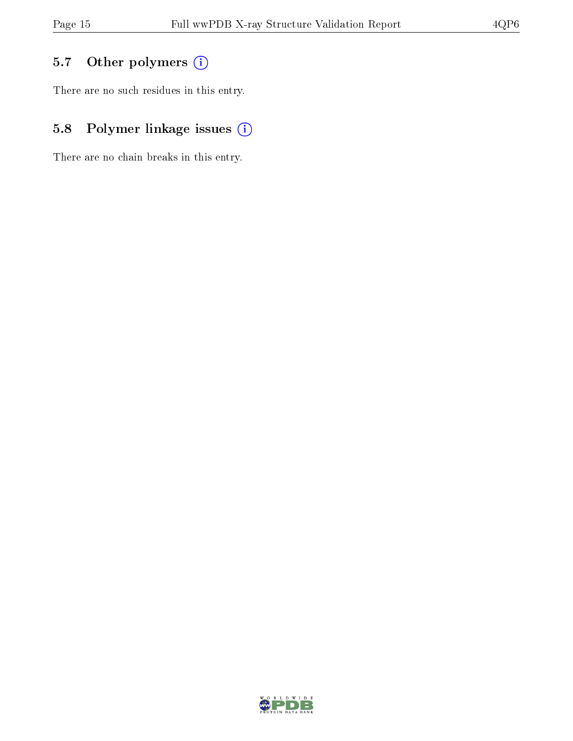## 5.7 Other polymers

There are no such residues in this entry.

## 5.8 Polymer linkage issues

There are no chain breaks in this entry.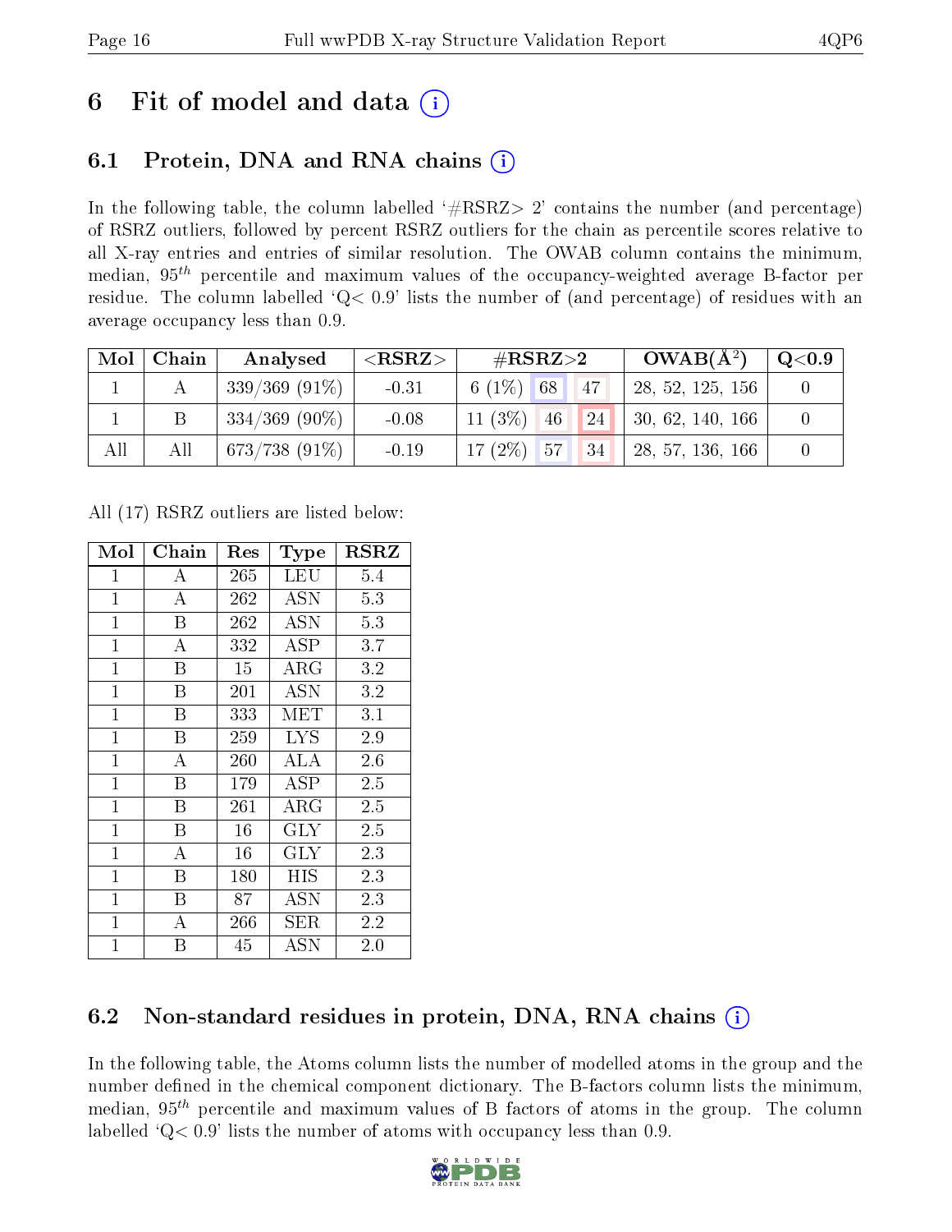# 6 Fit of model and data (i)

## 6.1 Protein, DNA and RNA chains (i)

In the following table, the column labelled '#RSRZ> 2' contains the number (and percentage) of RSRZ outliers, followed by percent RSRZ outliers for the chain as percentile scores relative to all X-ray entries and entries of similar resolution. The OWAB column contains the minimum, median, $95^{th}$ percentile and maximum values of the occupancy-weighted average B-factor per residue. The column labelled 'Q< 0.9' lists the number of (and percentage) of residues with an average occupancy less than 0.9.

| Mol | Chain | Analysed | <RSRZ> | #RSRZ>2 | | | OWAB(Å$^2$) | Q<0.9 |
|---|---|---|---|---|---|---|---|---|
| 1 | A | 339/369 (91%) | -0.31 | 6 (1%) | 68 | 47 | 28, 52, 125, 156 | 0 |
| 1 | B | 334/369 (90%) | -0.08 | 11 (3%) | 46 | 24 | 30, 62, 140, 166 | 0 |
| All | All | 673/738 (91%) | -0.19 | 17 (2%) | 57 | 34 | 28, 57, 136, 166 | 0 |

All (17) RSRZ outliers are listed below:

| Mol | Chain | Res | Type | RSRZ |
|---|---|---|---|---|
| 1 | A | 265 | LEU | 5.4 |
| 1 | A | 262 | ASN | 5.3 |
| 1 | B | 262 | ASN | 5.3 |
| 1 | A | 332 | ASP | 3.7 |
| 1 | B | 15 | ARG | 3.2 |
| 1 | B | 201 | ASN | 3.2 |
| 1 | B | 333 | MET | 3.1 |
| 1 | B | 259 | LYS | 2.9 |
| 1 | A | 260 | ALA | 2.6 |
| 1 | B | 179 | ASP | 2.5 |
| 1 | B | 261 | ARG | 2.5 |
| 1 | B | 16 | GLY | 2.5 |
| 1 | A | 16 | GLY | 2.3 |
| 1 | B | 180 | HIS | 2.3 |
| 1 | B | 87 | ASN | 2.3 |
| 1 | A | 266 | SER | 2.2 |
| 1 | B | 45 | ASN | 2.0 |

## 6.2 Non-standard residues in protein, DNA, RNA chains (i)

In the following table, the Atoms column lists the number of modelled atoms in the group and the number defined in the chemical component dictionary. The B-factors column lists the minimum, median, $95^{th}$ percentile and maximum values of B factors of atoms in the group. The column labelled 'Q< 0.9' lists the number of atoms with occupancy less than 0.9.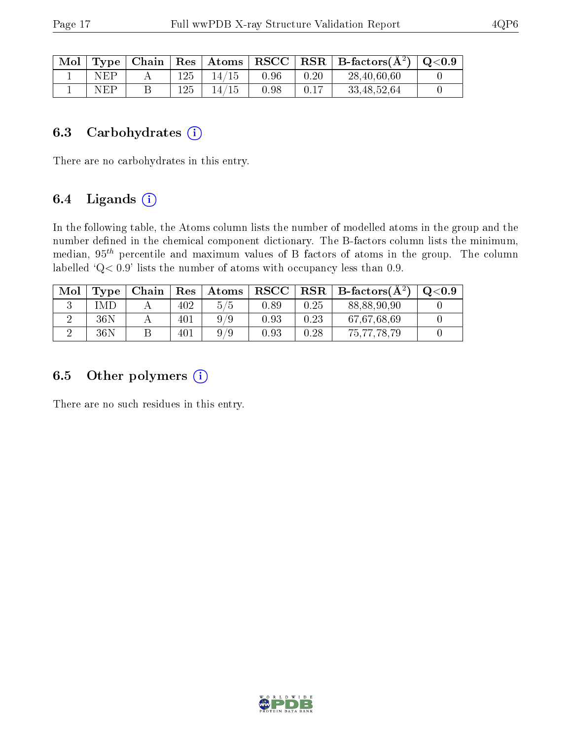| Mol | Type | Chain | Res | Atoms | RSCC | RSR | B-factors($Å^2$) | Q<0.9 |
|---|---|---|---|---|---|---|---|---|
| 1 | NEP | A | 125 | 14/15 | 0.96 | 0.20 | 28,40,60,60 | 0 |
| 1 | NEP | B | 125 | 14/15 | 0.98 | 0.17 | 33,48,52,64 | 0 |

## 6.3 Carbohydrates (i)

There are no carbohydrates in this entry.

## 6.4 Ligands (i)

In the following table, the Atoms column lists the number of modelled atoms in the group and the number defined in the chemical component dictionary. The B-factors column lists the minimum, median, $95^{th}$ percentile and maximum values of B factors of atoms in the group. The column labelled 'Q< 0.9' lists the number of atoms with occupancy less than 0.9.

| Mol | Type | Chain | Res | Atoms | RSCC | RSR | B-factors($Å^2$) | Q<0.9 |
|---|---|---|---|---|---|---|---|---|
| 3 | IMD | A | 402 | 5/5 | 0.89 | 0.25 | 88,88,90,90 | 0 |
| 2 | 36N | A | 401 | 9/9 | 0.93 | 0.23 | 67,67,68,69 | 0 |
| 2 | 36N | B | 401 | 9/9 | 0.93 | 0.28 | 75,77,78,79 | 0 |

## 6.5 Other polymers (i)

There are no such residues in this entry.